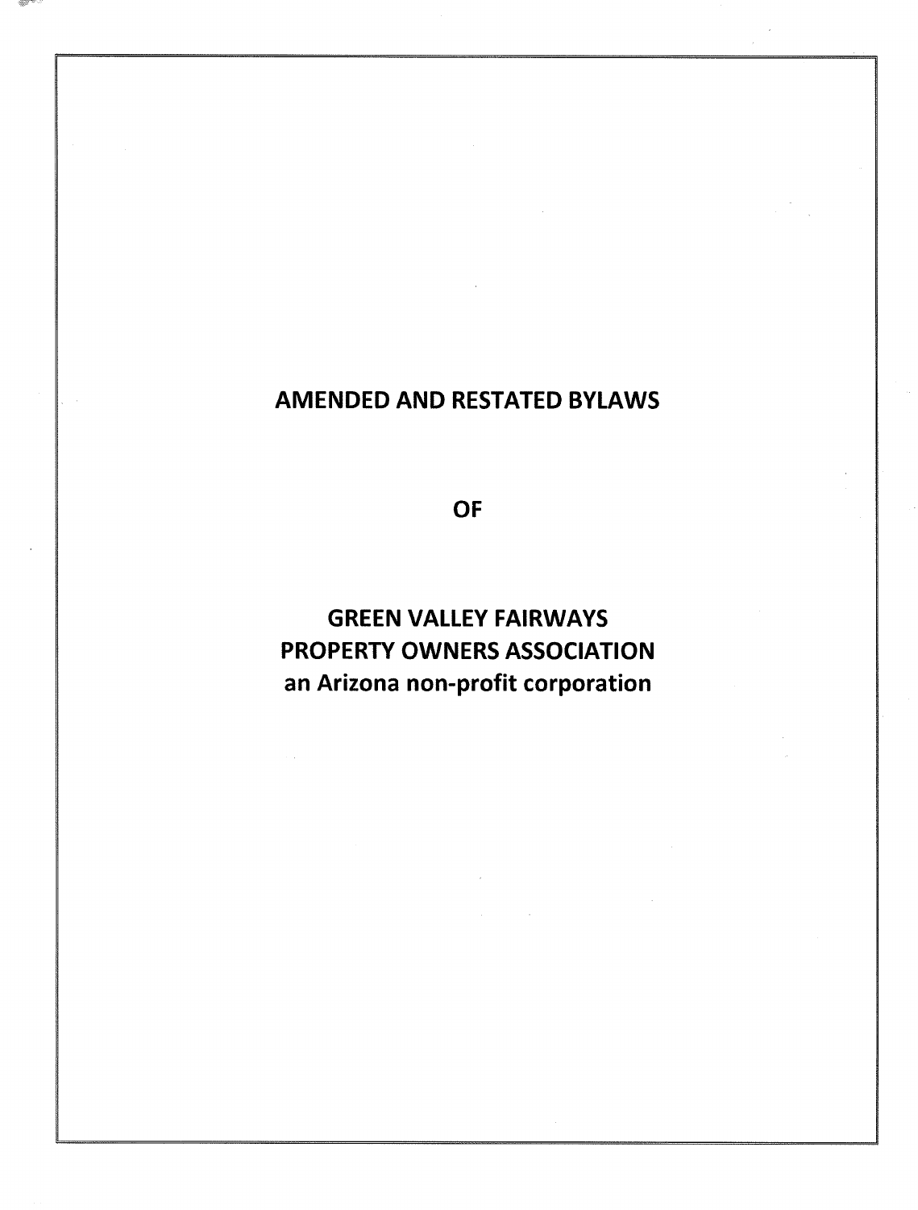# AMENDED AND RESTATED BYLAWS

## OF

## GREEN VALLEY FAIRWAYS PROPERTY OWNERS ASSOCIATION

**an Arizona non-profit corporation**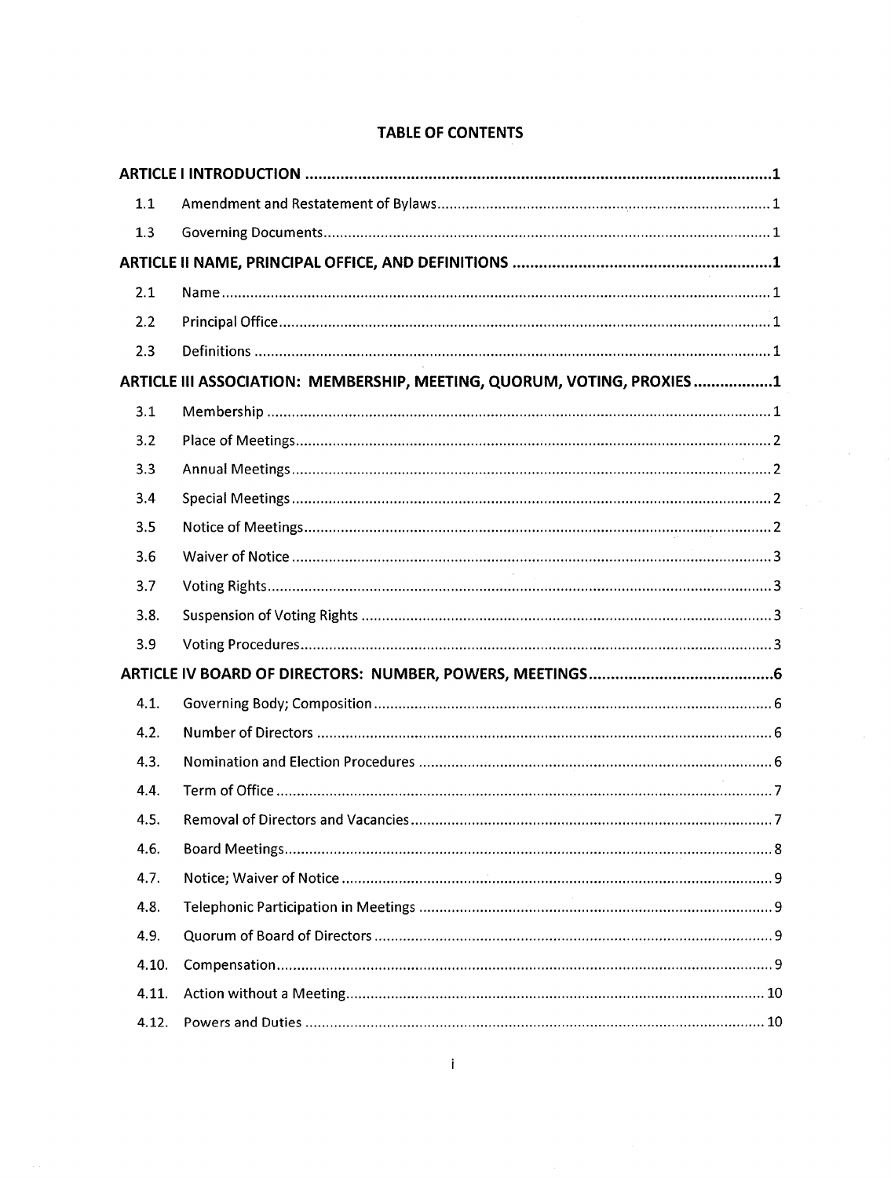**TABLE OF CONTENTS**

| | | |
|---|---|---|
| **ARTICLE I INTRODUCTION** | | **1** |
| 1.1 | Amendment and Restatement of Bylaws | 1 |
| 1.3 | Governing Documents | 1 |
| **ARTICLE II NAME, PRINCIPAL OFFICE, AND DEFINITIONS** | | **1** |
| 2.1 | Name | 1 |
| 2.2 | Principal Office | 1 |
| 2.3 | Definitions | 1 |
| **ARTICLE III ASSOCIATION: MEMBERSHIP, MEETING, QUORUM, VOTING, PROXIES** | | **1** |
| 3.1 | Membership | 1 |
| 3.2 | Place of Meetings | 2 |
| 3.3 | Annual Meetings | 2 |
| 3.4 | Special Meetings | 2 |
| 3.5 | Notice of Meetings | 2 |
| 3.6 | Waiver of Notice | 3 |
| 3.7 | Voting Rights | 3 |
| 3.8. | Suspension of Voting Rights | 3 |
| 3.9 | Voting Procedures | 3 |
| **ARTICLE IV BOARD OF DIRECTORS: NUMBER, POWERS, MEETINGS** | | **6** |
| 4.1. | Governing Body; Composition | 6 |
| 4.2. | Number of Directors | 6 |
| 4.3. | Nomination and Election Procedures | 6 |
| 4.4. | Term of Office | 7 |
| 4.5. | Removal of Directors and Vacancies | 7 |
| 4.6. | Board Meetings | 8 |
| 4.7. | Notice; Waiver of Notice | 9 |
| 4.8. | Telephonic Participation in Meetings | 9 |
| 4.9. | Quorum of Board of Directors | 9 |
| 4.10. | Compensation | 9 |
| 4.11. | Action without a Meeting | 10 |
| 4.12. | Powers and Duties | 10 |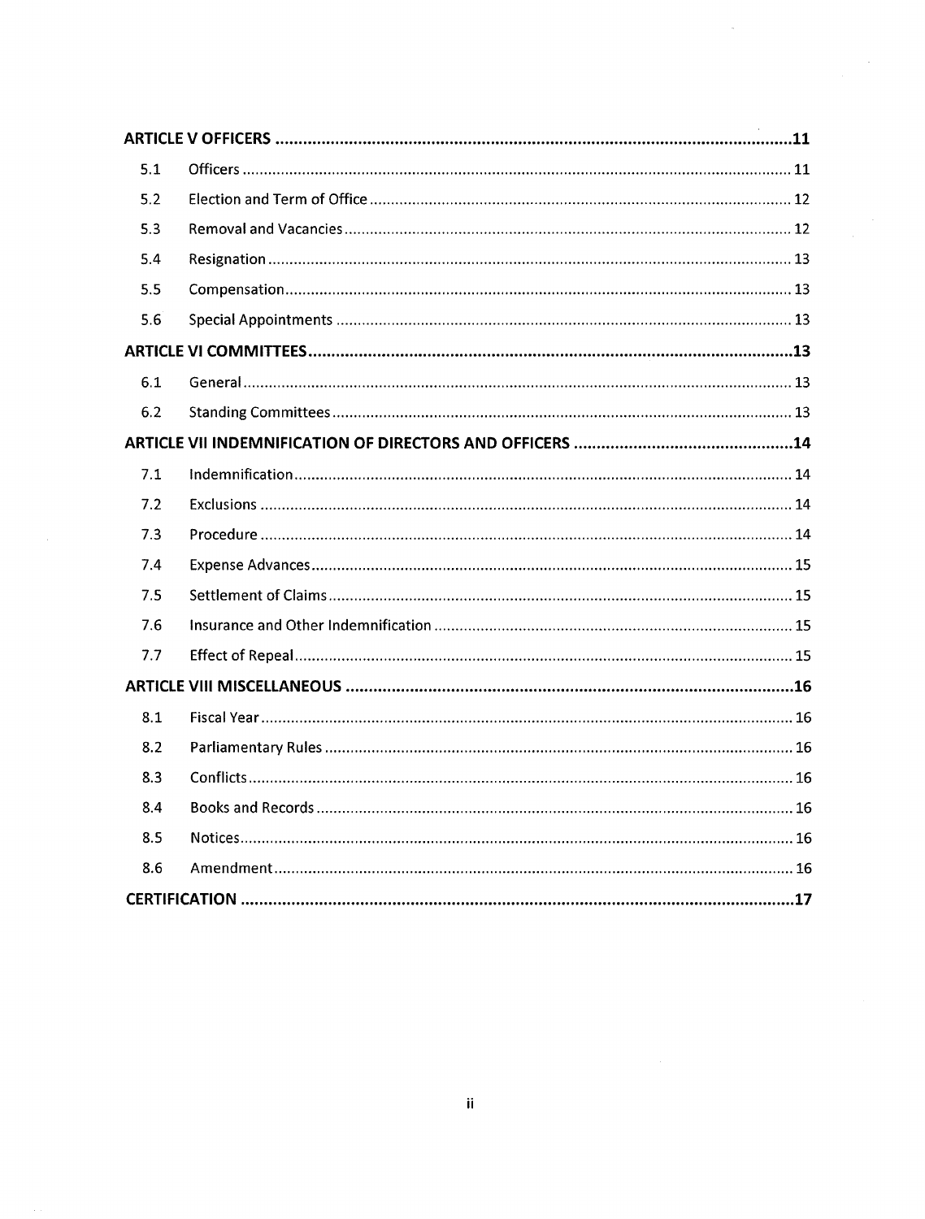| | | |
|---|---|---|
| **ARTICLE V OFFICERS** | | **11** |
| 5.1 | Officers | 11 |
| 5.2 | Election and Term of Office | 12 |
| 5.3 | Removal and Vacancies | 12 |
| 5.4 | Resignation | 13 |
| 5.5 | Compensation | 13 |
| 5.6 | Special Appointments | 13 |
| **ARTICLE VI COMMITTEES** | | **13** |
| 6.1 | General | 13 |
| 6.2 | Standing Committees | 13 |
| **ARTICLE VII INDEMNIFICATION OF DIRECTORS AND OFFICERS** | | **14** |
| 7.1 | Indemnification | 14 |
| 7.2 | Exclusions | 14 |
| 7.3 | Procedure | 14 |
| 7.4 | Expense Advances | 15 |
| 7.5 | Settlement of Claims | 15 |
| 7.6 | Insurance and Other Indemnification | 15 |
| 7.7 | Effect of Repeal | 15 |
| **ARTICLE VIII MISCELLANEOUS** | | **16** |
| 8.1 | Fiscal Year | 16 |
| 8.2 | Parliamentary Rules | 16 |
| 8.3 | Conflicts | 16 |
| 8.4 | Books and Records | 16 |
| 8.5 | Notices | 16 |
| 8.6 | Amendment | 16 |
| **CERTIFICATION** | | **17** |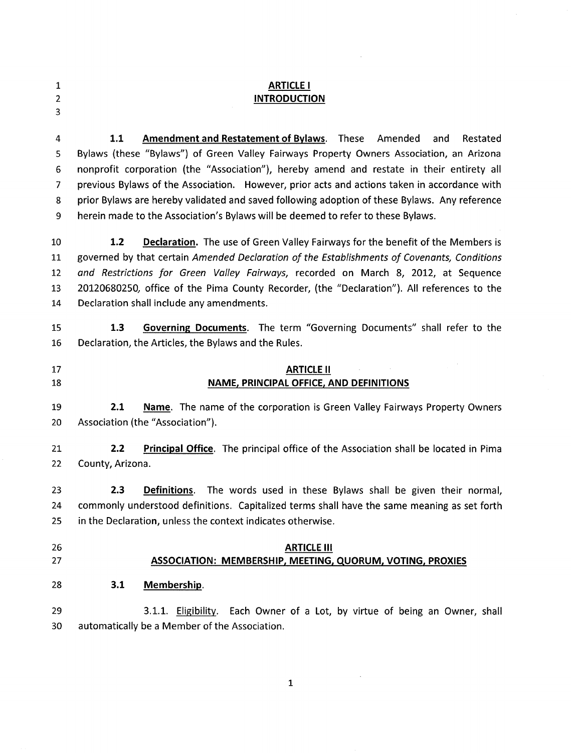## ARTICLE I
## INTRODUCTION

**1.1 Amendment and Restatement of Bylaws.** These Amended and Restated Bylaws (these "Bylaws") of Green Valley Fairways Property Owners Association, an Arizona nonprofit corporation (the "Association"), hereby amend and restate in their entirety all previous Bylaws of the Association. However, prior acts and actions taken in accordance with prior Bylaws are hereby validated and saved following adoption of these Bylaws. Any reference herein made to the Association's Bylaws will be deemed to refer to these Bylaws.

**1.2 Declaration.** The use of Green Valley Fairways for the benefit of the Members is governed by that certain *Amended Declaration of the Establishments of Covenants, Conditions and Restrictions for Green Valley Fairways*, recorded on March 8, 2012, at Sequence 20120680250, office of the Pima County Recorder, (the "Declaration"). All references to the Declaration shall include any amendments.

**1.3 Governing Documents.** The term "Governing Documents" shall refer to the Declaration, the Articles, the Bylaws and the Rules.

## ARTICLE II
## NAME, PRINCIPAL OFFICE, AND DEFINITIONS

**2.1 Name.** The name of the corporation is Green Valley Fairways Property Owners Association (the "Association").

**2.2 Principal Office.** The principal office of the Association shall be located in Pima County, Arizona.

**2.3 Definitions.** The words used in these Bylaws shall be given their normal, commonly understood definitions. Capitalized terms shall have the same meaning as set forth in the Declaration, unless the context indicates otherwise.

## ARTICLE III
## ASSOCIATION: MEMBERSHIP, MEETING, QUORUM, VOTING, PROXIES

**3.1 Membership.**

3.1.1. Eligibility. Each Owner of a Lot, by virtue of being an Owner, shall automatically be a Member of the Association.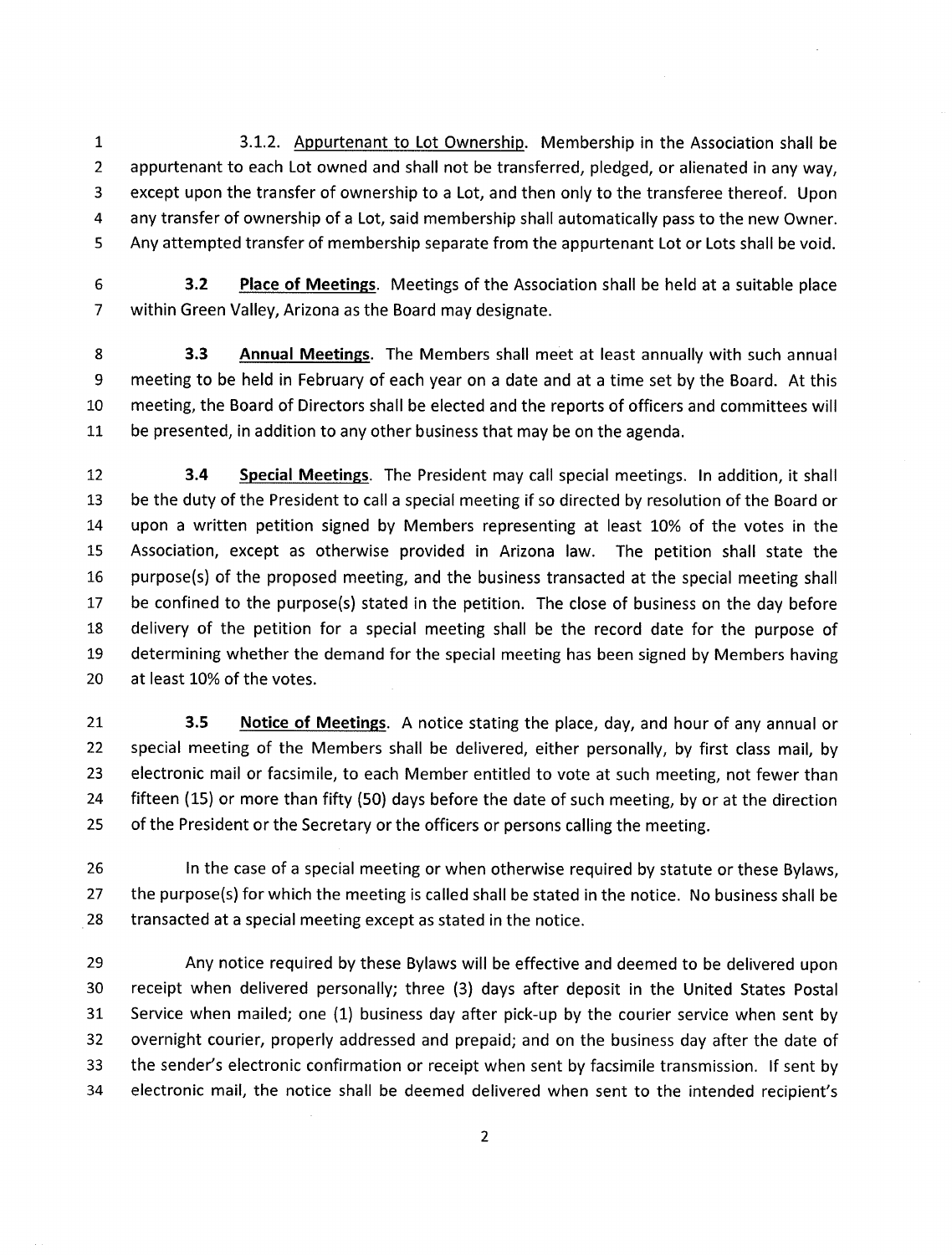3.1.2. Appurtenant to Lot Ownership. Membership in the Association shall be appurtenant to each Lot owned and shall not be transferred, pledged, or alienated in any way, except upon the transfer of ownership to a Lot, and then only to the transferee thereof. Upon any transfer of ownership of a Lot, said membership shall automatically pass to the new Owner. Any attempted transfer of membership separate from the appurtenant Lot or Lots shall be void.

**3.2 Place of Meetings.** Meetings of the Association shall be held at a suitable place within Green Valley, Arizona as the Board may designate.

**3.3 Annual Meetings.** The Members shall meet at least annually with such annual meeting to be held in February of each year on a date and at a time set by the Board. At this meeting, the Board of Directors shall be elected and the reports of officers and committees will be presented, in addition to any other business that may be on the agenda.

**3.4 Special Meetings.** The President may call special meetings. In addition, it shall be the duty of the President to call a special meeting if so directed by resolution of the Board or upon a written petition signed by Members representing at least 10% of the votes in the Association, except as otherwise provided in Arizona law. The petition shall state the purpose(s) of the proposed meeting, and the business transacted at the special meeting shall be confined to the purpose(s) stated in the petition. The close of business on the day before delivery of the petition for a special meeting shall be the record date for the purpose of determining whether the demand for the special meeting has been signed by Members having at least 10% of the votes.

**3.5 Notice of Meetings.** A notice stating the place, day, and hour of any annual or special meeting of the Members shall be delivered, either personally, by first class mail, by electronic mail or facsimile, to each Member entitled to vote at such meeting, not fewer than fifteen (15) or more than fifty (50) days before the date of such meeting, by or at the direction of the President or the Secretary or the officers or persons calling the meeting.

In the case of a special meeting or when otherwise required by statute or these Bylaws, the purpose(s) for which the meeting is called shall be stated in the notice. No business shall be transacted at a special meeting except as stated in the notice.

Any notice required by these Bylaws will be effective and deemed to be delivered upon receipt when delivered personally; three (3) days after deposit in the United States Postal Service when mailed; one (1) business day after pick-up by the courier service when sent by overnight courier, properly addressed and prepaid; and on the business day after the date of the sender's electronic confirmation or receipt when sent by facsimile transmission. If sent by electronic mail, the notice shall be deemed delivered when sent to the intended recipient's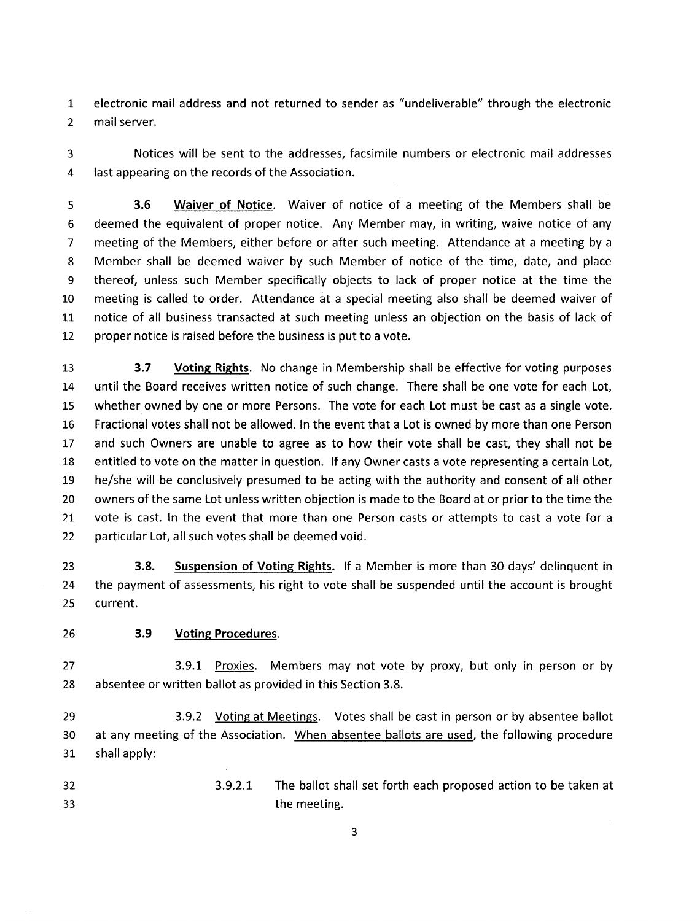electronic mail address and not returned to sender as "undeliverable" through the electronic mail server.

Notices will be sent to the addresses, facsimile numbers or electronic mail addresses last appearing on the records of the Association.

**3.6** **<u>Waiver of Notice</u>**. Waiver of notice of a meeting of the Members shall be deemed the equivalent of proper notice. Any Member may, in writing, waive notice of any meeting of the Members, either before or after such meeting. Attendance at a meeting by a Member shall be deemed waiver by such Member of notice of the time, date, and place thereof, unless such Member specifically objects to lack of proper notice at the time the meeting is called to order. Attendance at a special meeting also shall be deemed waiver of notice of all business transacted at such meeting unless an objection on the basis of lack of proper notice is raised before the business is put to a vote.

**3.7** **<u>Voting Rights</u>**. No change in Membership shall be effective for voting purposes until the Board receives written notice of such change. There shall be one vote for each Lot, whether owned by one or more Persons. The vote for each Lot must be cast as a single vote. Fractional votes shall not be allowed. In the event that a Lot is owned by more than one Person and such Owners are unable to agree as to how their vote shall be cast, they shall not be entitled to vote on the matter in question. If any Owner casts a vote representing a certain Lot, he/she will be conclusively presumed to be acting with the authority and consent of all other owners of the same Lot unless written objection is made to the Board at or prior to the time the vote is cast. In the event that more than one Person casts or attempts to cast a vote for a particular Lot, all such votes shall be deemed void.

**3.8.** **<u>Suspension of Voting Rights.</u>** If a Member is more than 30 days' delinquent in the payment of assessments, his right to vote shall be suspended until the account is brought current.

**3.9** **<u>Voting Procedures</u>**.

3.9.1 <u>Proxies</u>. Members may not vote by proxy, but only in person or by absentee or written ballot as provided in this Section 3.8.

3.9.2 <u>Voting at Meetings</u>. Votes shall be cast in person or by absentee ballot at any meeting of the Association. <u>When absentee ballots are used</u>, the following procedure shall apply:

3.9.2.1 The ballot shall set forth each proposed action to be taken at the meeting.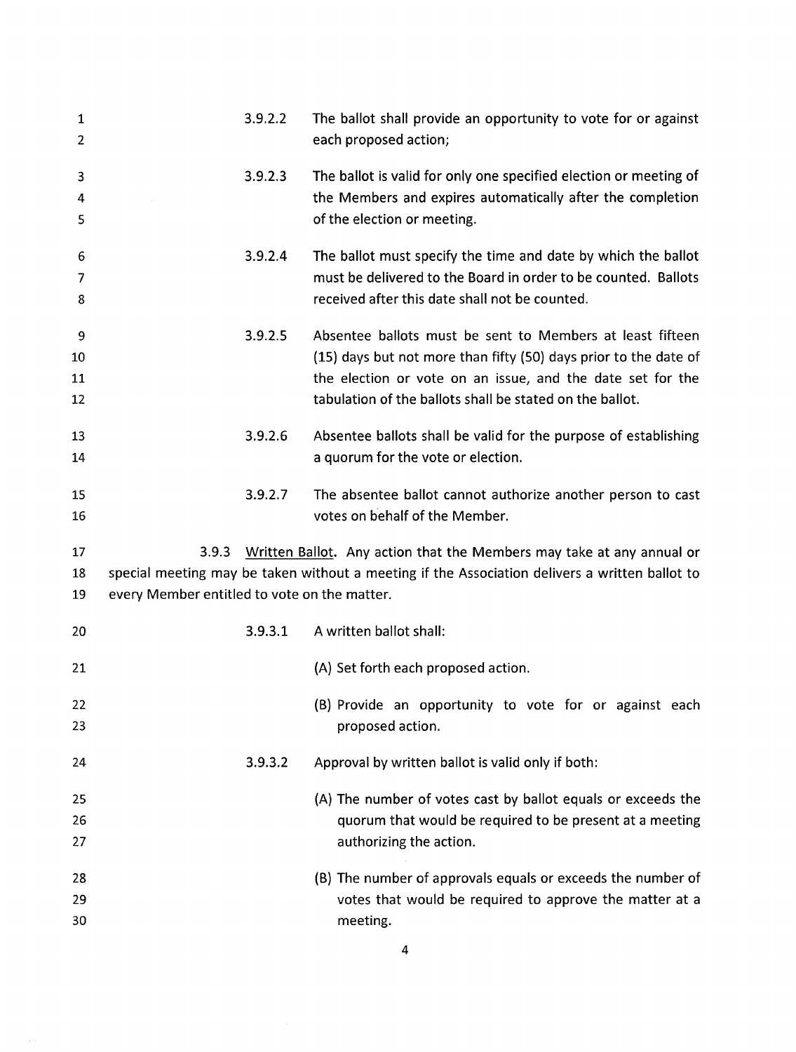3.9.2.2 The ballot shall provide an opportunity to vote for or against each proposed action;

3.9.2.3 The ballot is valid for only one specified election or meeting of the Members and expires automatically after the completion of the election or meeting.

3.9.2.4 The ballot must specify the time and date by which the ballot must be delivered to the Board in order to be counted. Ballots received after this date shall not be counted.

3.9.2.5 Absentee ballots must be sent to Members at least fifteen (15) days but not more than fifty (50) days prior to the date of the election or vote on an issue, and the date set for the tabulation of the ballots shall be stated on the ballot.

3.9.2.6 Absentee ballots shall be valid for the purpose of establishing a quorum for the vote or election.

3.9.2.7 The absentee ballot cannot authorize another person to cast votes on behalf of the Member.

3.9.3 Written Ballot. Any action that the Members may take at any annual or special meeting may be taken without a meeting if the Association delivers a written ballot to every Member entitled to vote on the matter.

3.9.3.1 A written ballot shall:

(A) Set forth each proposed action.

(B) Provide an opportunity to vote for or against each proposed action.

3.9.3.2 Approval by written ballot is valid only if both:

(A) The number of votes cast by ballot equals or exceeds the quorum that would be required to be present at a meeting authorizing the action.

(B) The number of approvals equals or exceeds the number of votes that would be required to approve the matter at a meeting.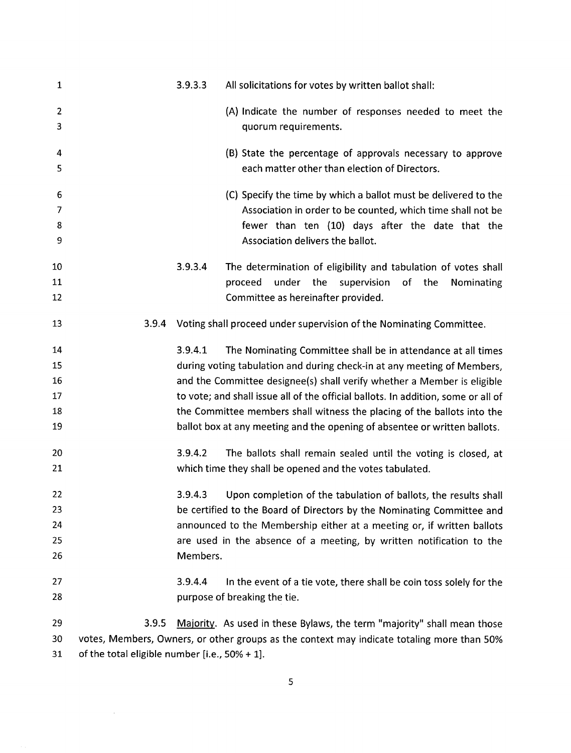3.9.3.3 All solicitations for votes by written ballot shall:

(A) Indicate the number of responses needed to meet the quorum requirements.

(B) State the percentage of approvals necessary to approve each matter other than election of Directors.

(C) Specify the time by which a ballot must be delivered to the Association in order to be counted, which time shall not be fewer than ten (10) days after the date that the Association delivers the ballot.

3.9.3.4 The determination of eligibility and tabulation of votes shall proceed under the supervision of the Nominating Committee as hereinafter provided.

3.9.4 Voting shall proceed under supervision of the Nominating Committee.

3.9.4.1 The Nominating Committee shall be in attendance at all times during voting tabulation and during check-in at any meeting of Members, and the Committee designee(s) shall verify whether a Member is eligible to vote; and shall issue all of the official ballots. In addition, some or all of the Committee members shall witness the placing of the ballots into the ballot box at any meeting and the opening of absentee or written ballots.

3.9.4.2 The ballots shall remain sealed until the voting is closed, at which time they shall be opened and the votes tabulated.

3.9.4.3 Upon completion of the tabulation of ballots, the results shall be certified to the Board of Directors by the Nominating Committee and announced to the Membership either at a meeting or, if written ballots are used in the absence of a meeting, by written notification to the Members.

3.9.4.4 In the event of a tie vote, there shall be coin toss solely for the purpose of breaking the tie.

3.9.5 Majority. As used in these Bylaws, the term "majority" shall mean those votes, Members, Owners, or other groups as the context may indicate totaling more than 50% of the total eligible number [i.e., 50% + 1].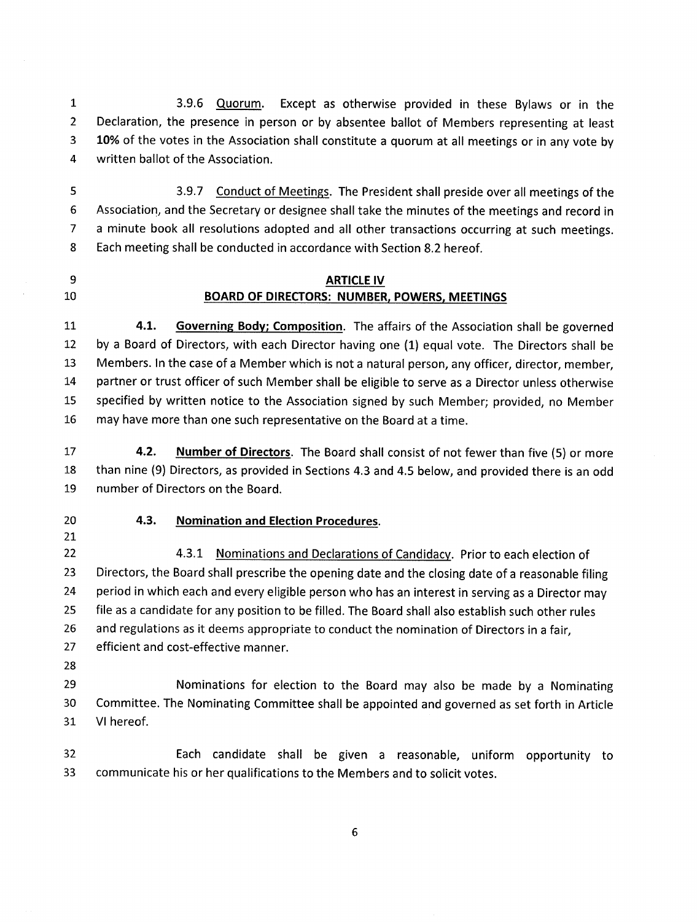3.9.6 Quorum. Except as otherwise provided in these Bylaws or in the Declaration, the presence in person or by absentee ballot of Members representing at least **10%** of the votes in the Association shall constitute a quorum at all meetings or in any vote by written ballot of the Association.

3.9.7 Conduct of Meetings. The President shall preside over all meetings of the Association, and the Secretary or designee shall take the minutes of the meetings and record in a minute book all resolutions adopted and all other transactions occurring at such meetings. Each meeting shall be conducted in accordance with Section 8.2 hereof.

## ARTICLE IV
## BOARD OF DIRECTORS: NUMBER, POWERS, MEETINGS

**4.1. Governing Body; Composition**. The affairs of the Association shall be governed by a Board of Directors, with each Director having one (1) equal vote. The Directors shall be Members. In the case of a Member which is not a natural person, any officer, director, member, partner or trust officer of such Member shall be eligible to serve as a Director unless otherwise specified by written notice to the Association signed by such Member; provided, no Member may have more than one such representative on the Board at a time.

**4.2. Number of Directors**. The Board shall consist of not fewer than five (5) or more than nine (9) Directors, as provided in Sections 4.3 and 4.5 below, and provided there is an odd number of Directors on the Board.

**4.3. Nomination and Election Procedures**.

4.3.1 Nominations and Declarations of Candidacy. Prior to each election of Directors, the Board shall prescribe the opening date and the closing date of a reasonable filing period in which each and every eligible person who has an interest in serving as a Director may file as a candidate for any position to be filled. The Board shall also establish such other rules and regulations as it deems appropriate to conduct the nomination of Directors in a fair, efficient and cost-effective manner.

Nominations for election to the Board may also be made by a Nominating Committee. The Nominating Committee shall be appointed and governed as set forth in Article VI hereof.

Each candidate shall be given a reasonable, uniform opportunity to communicate his or her qualifications to the Members and to solicit votes.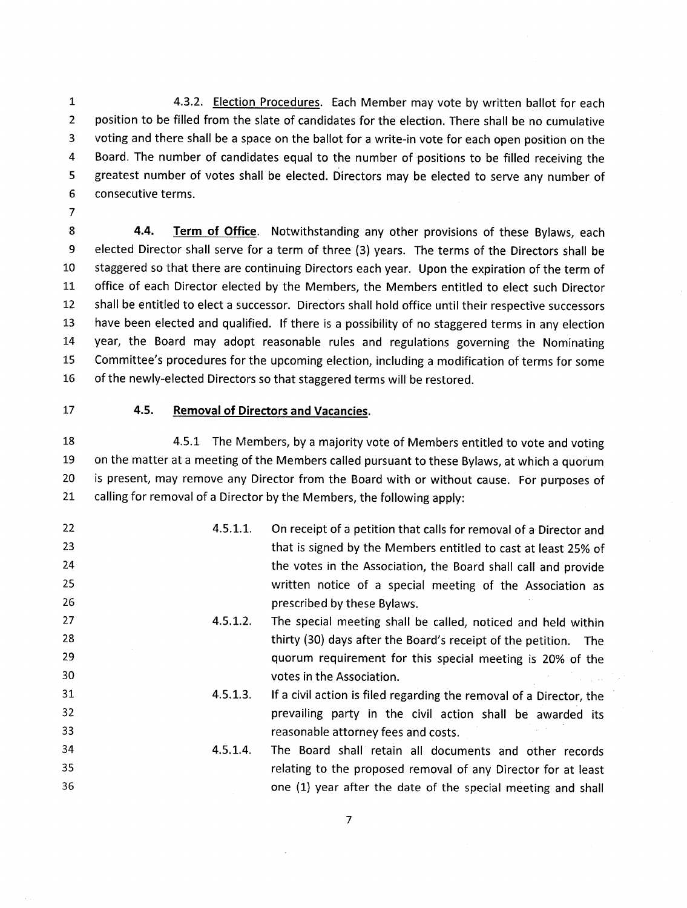4.3.2. Election Procedures. Each Member may vote by written ballot for each position to be filled from the slate of candidates for the election. There shall be no cumulative voting and there shall be a space on the ballot for a write-in vote for each open position on the Board. The number of candidates equal to the number of positions to be filled receiving the greatest number of votes shall be elected. Directors may be elected to serve any number of consecutive terms.

**4.4. Term of Office**. Notwithstanding any other provisions of these Bylaws, each elected Director shall serve for a term of three (3) years. The terms of the Directors shall be staggered so that there are continuing Directors each year. Upon the expiration of the term of office of each Director elected by the Members, the Members entitled to elect such Director shall be entitled to elect a successor. Directors shall hold office until their respective successors have been elected and qualified. If there is a possibility of no staggered terms in any election year, the Board may adopt reasonable rules and regulations governing the Nominating Committee's procedures for the upcoming election, including a modification of terms for some of the newly-elected Directors so that staggered terms will be restored.

**4.5. Removal of Directors and Vacancies.**

4.5.1 The Members, by a majority vote of Members entitled to vote and voting on the matter at a meeting of the Members called pursuant to these Bylaws, at which a quorum is present, may remove any Director from the Board with or without cause. For purposes of calling for removal of a Director by the Members, the following apply:

4.5.1.1. On receipt of a petition that calls for removal of a Director and that is signed by the Members entitled to cast at least 25% of the votes in the Association, the Board shall call and provide written notice of a special meeting of the Association as prescribed by these Bylaws.

4.5.1.2. The special meeting shall be called, noticed and held within thirty (30) days after the Board's receipt of the petition. The quorum requirement for this special meeting is 20% of the votes in the Association.

4.5.1.3. If a civil action is filed regarding the removal of a Director, the prevailing party in the civil action shall be awarded its reasonable attorney fees and costs.

4.5.1.4. The Board shall retain all documents and other records relating to the proposed removal of any Director for at least one (1) year after the date of the special meeting and shall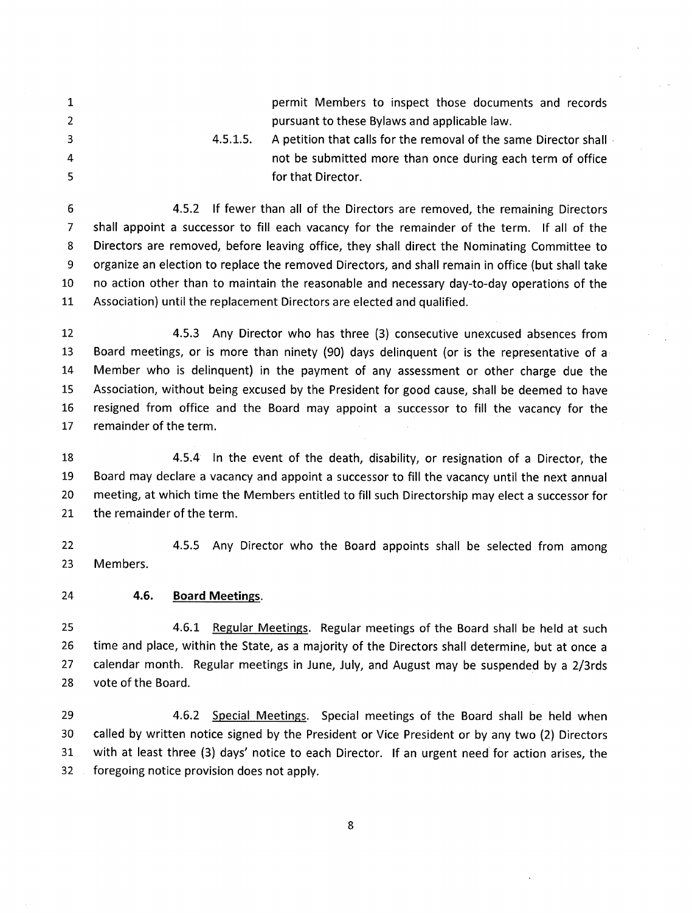permit Members to inspect those documents and records pursuant to these Bylaws and applicable law.

4.5.1.5. A petition that calls for the removal of the same Director shall not be submitted more than once during each term of office for that Director.

4.5.2 If fewer than all of the Directors are removed, the remaining Directors shall appoint a successor to fill each vacancy for the remainder of the term. If all of the Directors are removed, before leaving office, they shall direct the Nominating Committee to organize an election to replace the removed Directors, and shall remain in office (but shall take no action other than to maintain the reasonable and necessary day-to-day operations of the Association) until the replacement Directors are elected and qualified.

4.5.3 Any Director who has three (3) consecutive unexcused absences from Board meetings, or is more than ninety (90) days delinquent (or is the representative of a Member who is delinquent) in the payment of any assessment or other charge due the Association, without being excused by the President for good cause, shall be deemed to have resigned from office and the Board may appoint a successor to fill the vacancy for the remainder of the term.

4.5.4 In the event of the death, disability, or resignation of a Director, the Board may declare a vacancy and appoint a successor to fill the vacancy until the next annual meeting, at which time the Members entitled to fill such Directorship may elect a successor for the remainder of the term.

4.5.5 Any Director who the Board appoints shall be selected from among Members.

**4.6. Board Meetings.**

4.6.1 Regular Meetings. Regular meetings of the Board shall be held at such time and place, within the State, as a majority of the Directors shall determine, but at once a calendar month. Regular meetings in June, July, and August may be suspended by a 2/3rds vote of the Board.

4.6.2 Special Meetings. Special meetings of the Board shall be held when called by written notice signed by the President or Vice President or by any two (2) Directors with at least three (3) days' notice to each Director. If an urgent need for action arises, the foregoing notice provision does not apply.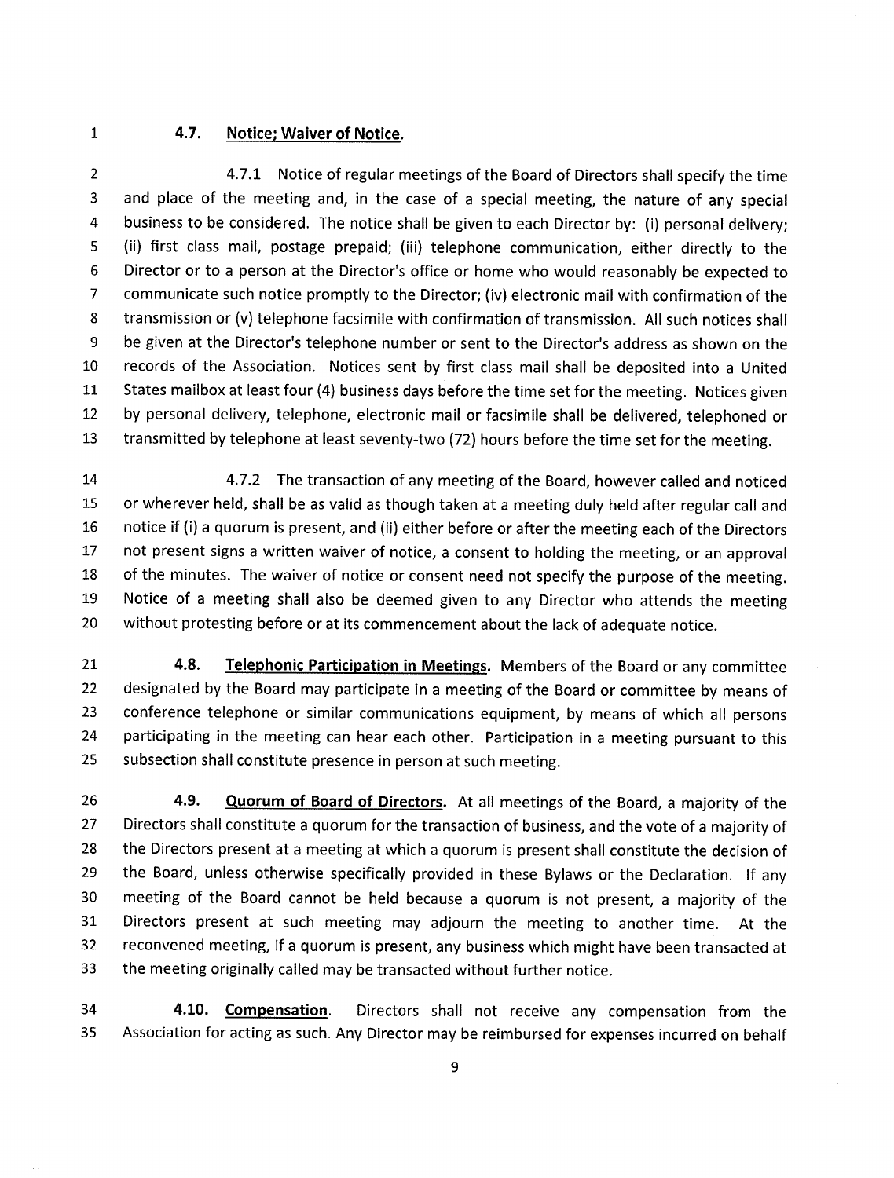### 4.7. **Notice; Waiver of Notice.**

4.7.1 Notice of regular meetings of the Board of Directors shall specify the time and place of the meeting and, in the case of a special meeting, the nature of any special business to be considered. The notice shall be given to each Director by: (i) personal delivery; (ii) first class mail, postage prepaid; (iii) telephone communication, either directly to the Director or to a person at the Director's office or home who would reasonably be expected to communicate such notice promptly to the Director; (iv) electronic mail with confirmation of the transmission or (v) telephone facsimile with confirmation of transmission. All such notices shall be given at the Director's telephone number or sent to the Director's address as shown on the records of the Association. Notices sent by first class mail shall be deposited into a United States mailbox at least four (4) business days before the time set for the meeting. Notices given by personal delivery, telephone, electronic mail or facsimile shall be delivered, telephoned or transmitted by telephone at least seventy-two (72) hours before the time set for the meeting.

4.7.2 The transaction of any meeting of the Board, however called and noticed or wherever held, shall be as valid as though taken at a meeting duly held after regular call and notice if (i) a quorum is present, and (ii) either before or after the meeting each of the Directors not present signs a written waiver of notice, a consent to holding the meeting, or an approval of the minutes. The waiver of notice or consent need not specify the purpose of the meeting. Notice of a meeting shall also be deemed given to any Director who attends the meeting without protesting before or at its commencement about the lack of adequate notice.

**4.8. Telephonic Participation in Meetings.** Members of the Board or any committee designated by the Board may participate in a meeting of the Board or committee by means of conference telephone or similar communications equipment, by means of which all persons participating in the meeting can hear each other. Participation in a meeting pursuant to this subsection shall constitute presence in person at such meeting.

**4.9. Quorum of Board of Directors.** At all meetings of the Board, a majority of the Directors shall constitute a quorum for the transaction of business, and the vote of a majority of the Directors present at a meeting at which a quorum is present shall constitute the decision of the Board, unless otherwise specifically provided in these Bylaws or the Declaration. If any meeting of the Board cannot be held because a quorum is not present, a majority of the Directors present at such meeting may adjourn the meeting to another time. At the reconvened meeting, if a quorum is present, any business which might have been transacted at the meeting originally called may be transacted without further notice.

**4.10. Compensation.** Directors shall not receive any compensation from the Association for acting as such. Any Director may be reimbursed for expenses incurred on behalf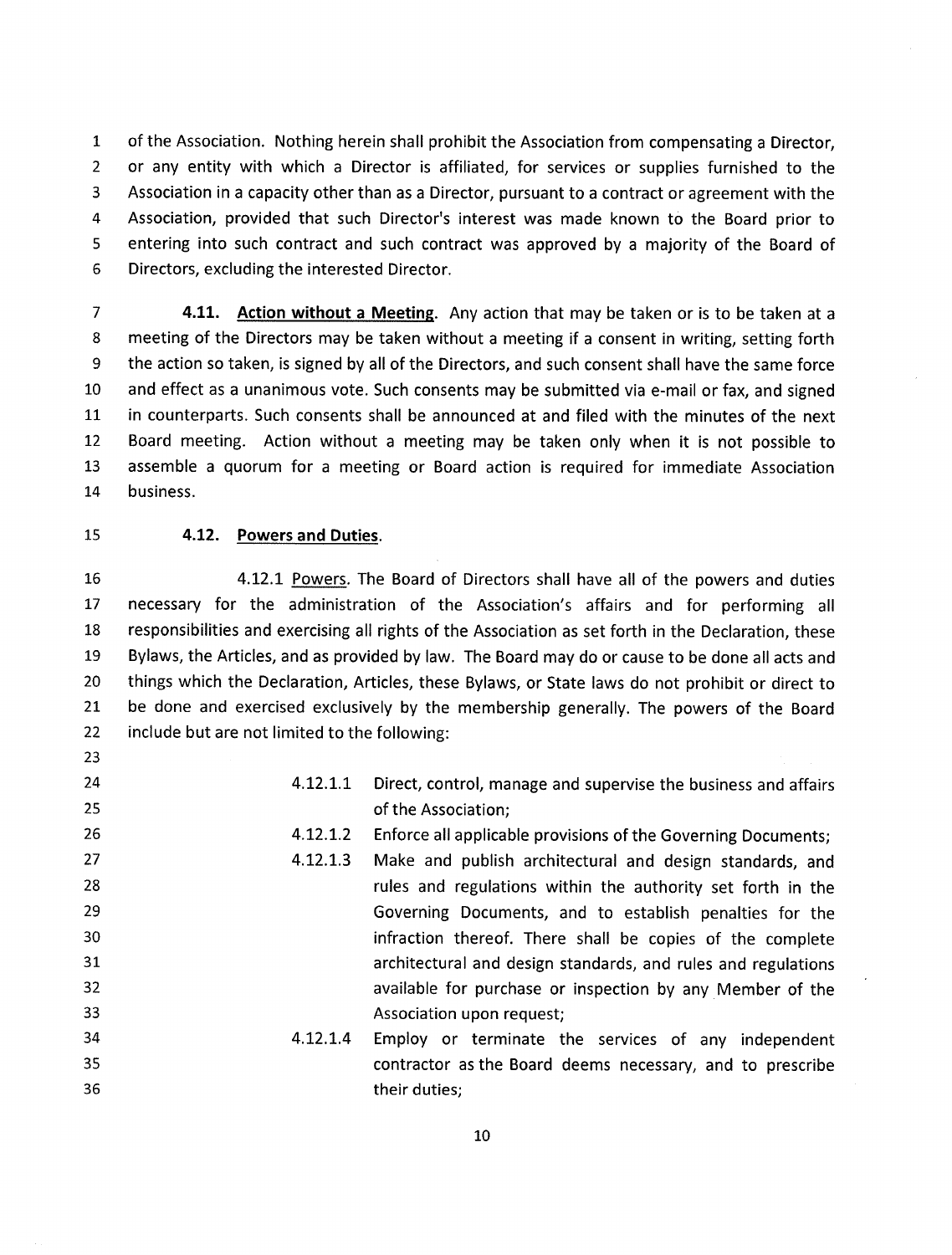of the Association. Nothing herein shall prohibit the Association from compensating a Director, or any entity with which a Director is affiliated, for services or supplies furnished to the Association in a capacity other than as a Director, pursuant to a contract or agreement with the Association, provided that such Director's interest was made known to the Board prior to entering into such contract and such contract was approved by a majority of the Board of Directors, excluding the interested Director.

**4.11. Action without a Meeting**. Any action that may be taken or is to be taken at a meeting of the Directors may be taken without a meeting if a consent in writing, setting forth the action so taken, is signed by all of the Directors, and such consent shall have the same force and effect as a unanimous vote. Such consents may be submitted via e-mail or fax, and signed in counterparts. Such consents shall be announced at and filed with the minutes of the next Board meeting. Action without a meeting may be taken only when it is not possible to assemble a quorum for a meeting or Board action is required for immediate Association business.

**4.12. Powers and Duties**.

4.12.1 Powers. The Board of Directors shall have all of the powers and duties necessary for the administration of the Association's affairs and for performing all responsibilities and exercising all rights of the Association as set forth in the Declaration, these Bylaws, the Articles, and as provided by law. The Board may do or cause to be done all acts and things which the Declaration, Articles, these Bylaws, or State laws do not prohibit or direct to be done and exercised exclusively by the membership generally. The powers of the Board include but are not limited to the following:

4.12.1.1 Direct, control, manage and supervise the business and affairs of the Association;

4.12.1.2 Enforce all applicable provisions of the Governing Documents;

4.12.1.3 Make and publish architectural and design standards, and rules and regulations within the authority set forth in the Governing Documents, and to establish penalties for the infraction thereof. There shall be copies of the complete architectural and design standards, and rules and regulations available for purchase or inspection by any Member of the Association upon request;

4.12.1.4 Employ or terminate the services of any independent contractor as the Board deems necessary, and to prescribe their duties;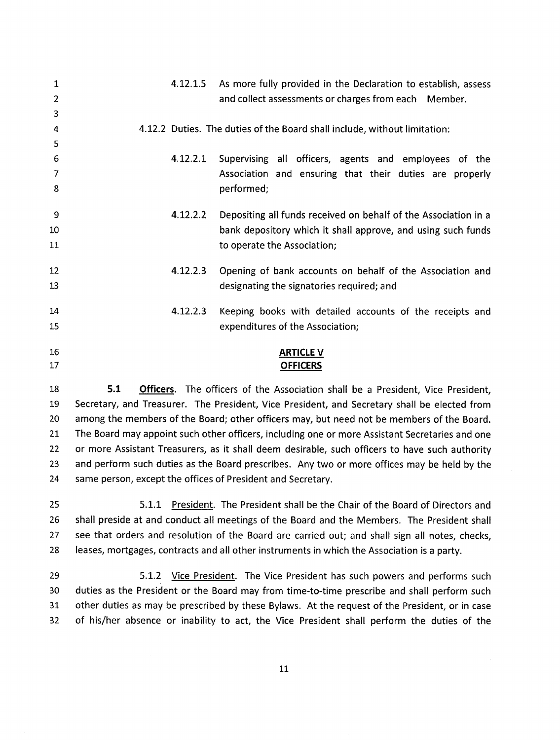4.12.1.5 As more fully provided in the Declaration to establish, assess and collect assessments or charges from each Member.

4.12.2 Duties. The duties of the Board shall include, without limitation:

4.12.2.1 Supervising all officers, agents and employees of the Association and ensuring that their duties are properly performed;

4.12.2.2 Depositing all funds received on behalf of the Association in a bank depository which it shall approve, and using such funds to operate the Association;

4.12.2.3 Opening of bank accounts on behalf of the Association and designating the signatories required; and

4.12.2.3 Keeping books with detailed accounts of the receipts and expenditures of the Association;

## ARTICLE V
## OFFICERS

**5.1** **Officers**. The officers of the Association shall be a President, Vice President, Secretary, and Treasurer. The President, Vice President, and Secretary shall be elected from among the members of the Board; other officers may, but need not be members of the Board. The Board may appoint such other officers, including one or more Assistant Secretaries and one or more Assistant Treasurers, as it shall deem desirable, such officers to have such authority and perform such duties as the Board prescribes. Any two or more offices may be held by the same person, except the offices of President and Secretary.

5.1.1 President. The President shall be the Chair of the Board of Directors and shall preside at and conduct all meetings of the Board and the Members. The President shall see that orders and resolution of the Board are carried out; and shall sign all notes, checks, leases, mortgages, contracts and all other instruments in which the Association is a party.

5.1.2 Vice President. The Vice President has such powers and performs such duties as the President or the Board may from time-to-time prescribe and shall perform such other duties as may be prescribed by these Bylaws. At the request of the President, or in case of his/her absence or inability to act, the Vice President shall perform the duties of the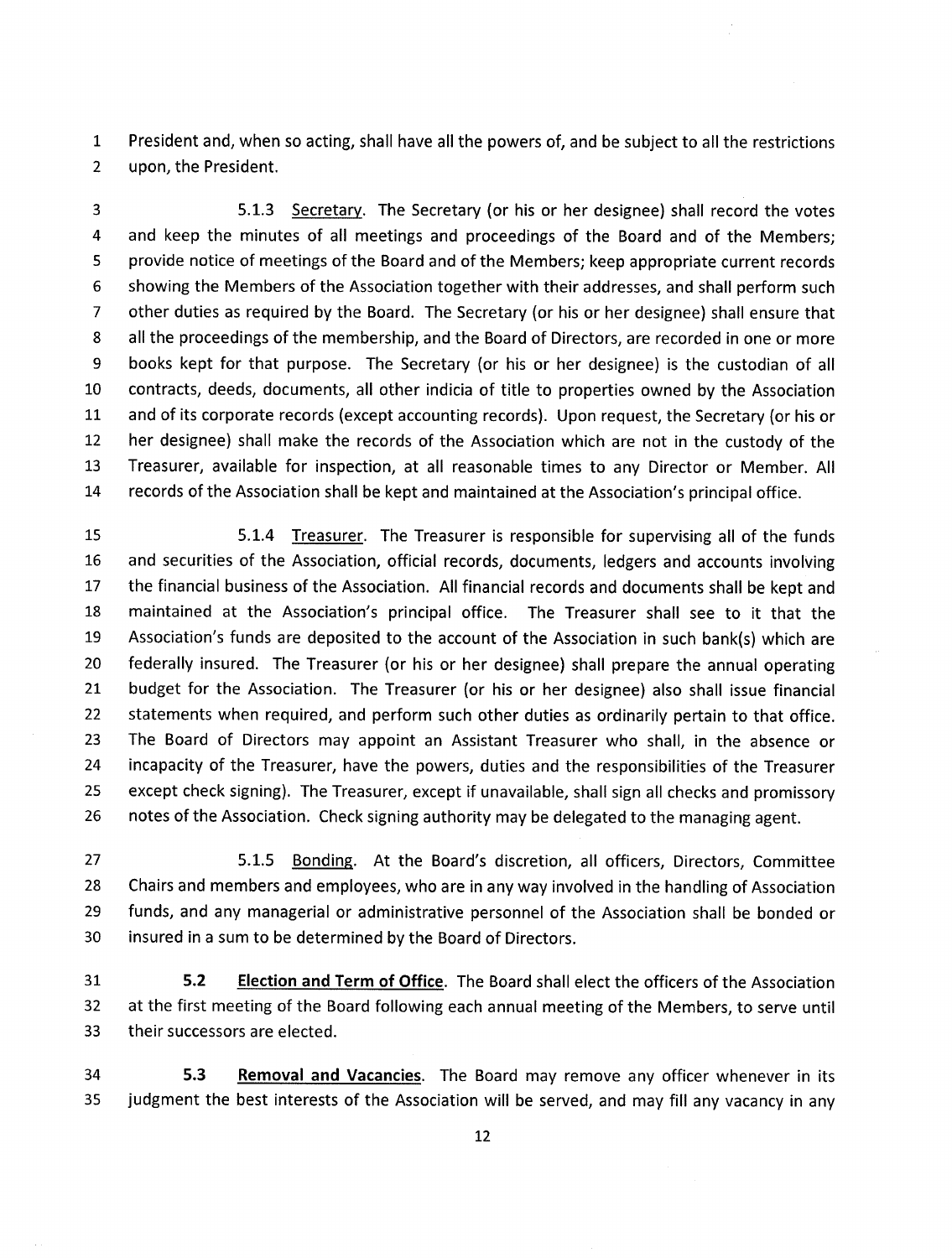President and, when so acting, shall have all the powers of, and be subject to all the restrictions upon, the President.

5.1.3 Secretary. The Secretary (or his or her designee) shall record the votes and keep the minutes of all meetings and proceedings of the Board and of the Members; provide notice of meetings of the Board and of the Members; keep appropriate current records showing the Members of the Association together with their addresses, and shall perform such other duties as required by the Board. The Secretary (or his or her designee) shall ensure that all the proceedings of the membership, and the Board of Directors, are recorded in one or more books kept for that purpose. The Secretary (or his or her designee) is the custodian of all contracts, deeds, documents, all other indicia of title to properties owned by the Association and of its corporate records (except accounting records). Upon request, the Secretary (or his or her designee) shall make the records of the Association which are not in the custody of the Treasurer, available for inspection, at all reasonable times to any Director or Member. All records of the Association shall be kept and maintained at the Association's principal office.

5.1.4 Treasurer. The Treasurer is responsible for supervising all of the funds and securities of the Association, official records, documents, ledgers and accounts involving the financial business of the Association. All financial records and documents shall be kept and maintained at the Association's principal office. The Treasurer shall see to it that the Association's funds are deposited to the account of the Association in such bank(s) which are federally insured. The Treasurer (or his or her designee) shall prepare the annual operating budget for the Association. The Treasurer (or his or her designee) also shall issue financial statements when required, and perform such other duties as ordinarily pertain to that office. The Board of Directors may appoint an Assistant Treasurer who shall, in the absence or incapacity of the Treasurer, have the powers, duties and the responsibilities of the Treasurer except check signing). The Treasurer, except if unavailable, shall sign all checks and promissory notes of the Association. Check signing authority may be delegated to the managing agent.

5.1.5 Bonding. At the Board's discretion, all officers, Directors, Committee Chairs and members and employees, who are in any way involved in the handling of Association funds, and any managerial or administrative personnel of the Association shall be bonded or insured in a sum to be determined by the Board of Directors.

**5.2 Election and Term of Office**. The Board shall elect the officers of the Association at the first meeting of the Board following each annual meeting of the Members, to serve until their successors are elected.

**5.3 Removal and Vacancies**. The Board may remove any officer whenever in its judgment the best interests of the Association will be served, and may fill any vacancy in any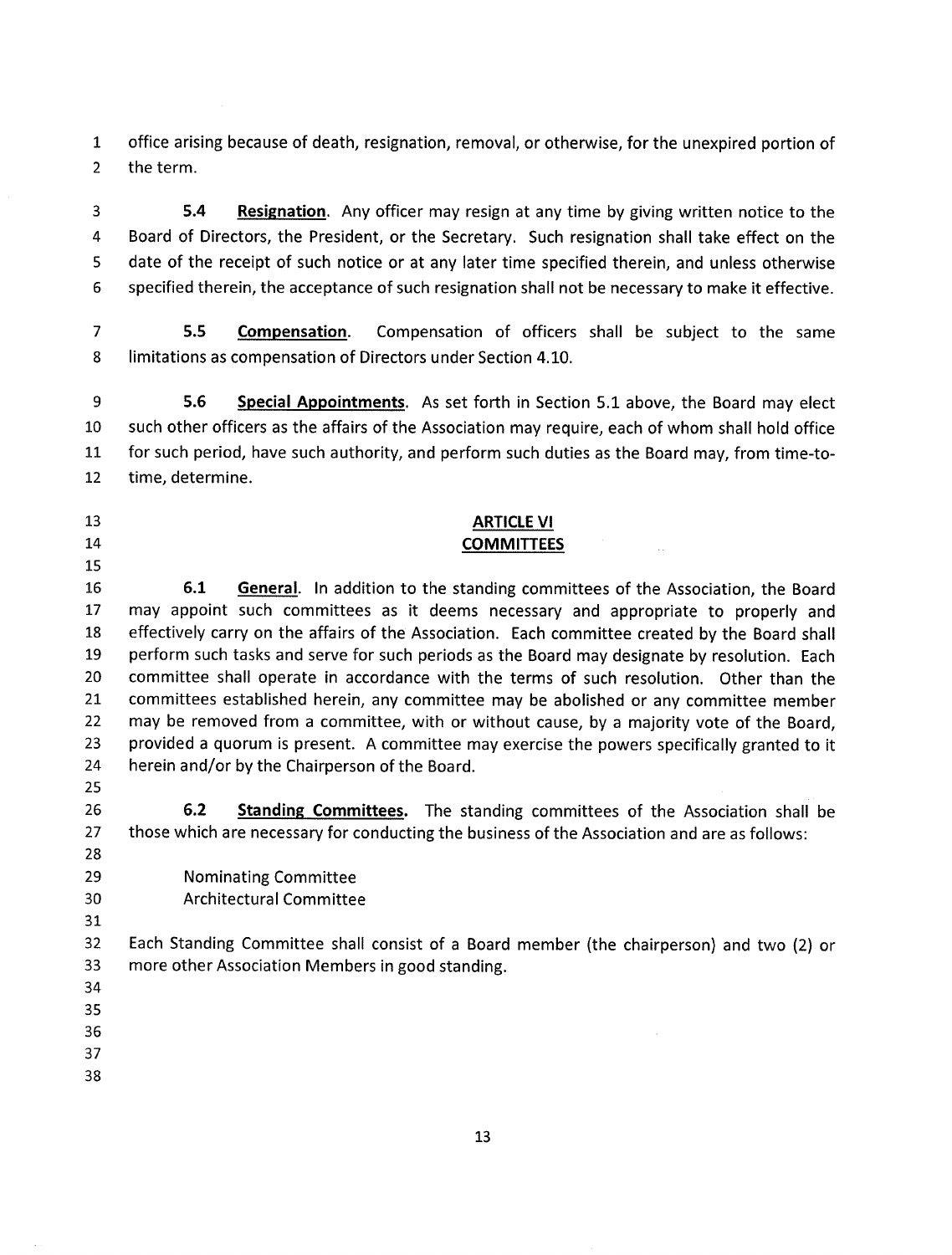office arising because of death, resignation, removal, or otherwise, for the unexpired portion of the term.

**5.4** **Resignation**. Any officer may resign at any time by giving written notice to the Board of Directors, the President, or the Secretary. Such resignation shall take effect on the date of the receipt of such notice or at any later time specified therein, and unless otherwise specified therein, the acceptance of such resignation shall not be necessary to make it effective.

**5.5** **Compensation**. Compensation of officers shall be subject to the same limitations as compensation of Directors under Section 4.10.

**5.6** **Special Appointments**. As set forth in Section 5.1 above, the Board may elect such other officers as the affairs of the Association may require, each of whom shall hold office for such period, have such authority, and perform such duties as the Board may, from time-to-time, determine.

## ARTICLE VI
## COMMITTEES

**6.1** **General**. In addition to the standing committees of the Association, the Board may appoint such committees as it deems necessary and appropriate to properly and effectively carry on the affairs of the Association. Each committee created by the Board shall perform such tasks and serve for such periods as the Board may designate by resolution. Each committee shall operate in accordance with the terms of such resolution. Other than the committees established herein, any committee may be abolished or any committee member may be removed from a committee, with or without cause, by a majority vote of the Board, provided a quorum is present. A committee may exercise the powers specifically granted to it herein and/or by the Chairperson of the Board.

**6.2** **Standing Committees.** The standing committees of the Association shall be those which are necessary for conducting the business of the Association and are as follows:

Nominating Committee
Architectural Committee

Each Standing Committee shall consist of a Board member (the chairperson) and two (2) or more other Association Members in good standing.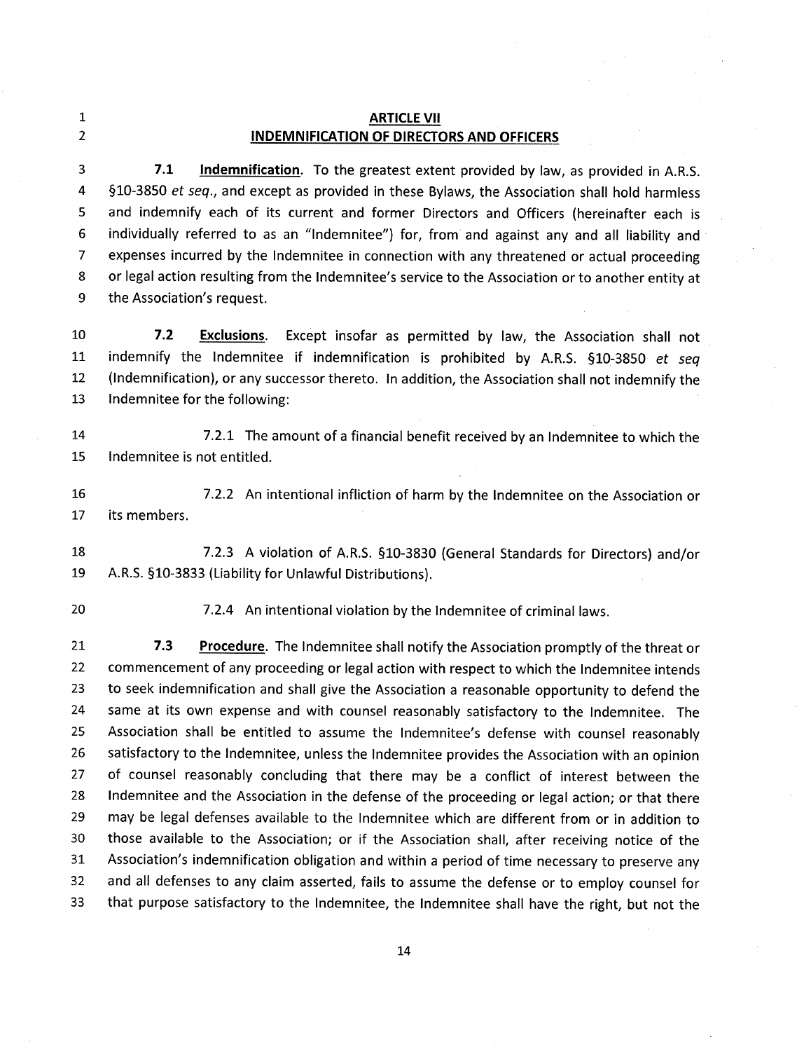## ARTICLE VII
## INDEMNIFICATION OF DIRECTORS AND OFFICERS

**7.1 Indemnification.** To the greatest extent provided by law, as provided in A.R.S. §10-3850 *et seq.*, and except as provided in these Bylaws, the Association shall hold harmless and indemnify each of its current and former Directors and Officers (hereinafter each is individually referred to as an "Indemnitee") for, from and against any and all liability and expenses incurred by the Indemnitee in connection with any threatened or actual proceeding or legal action resulting from the Indemnitee's service to the Association or to another entity at the Association's request.

**7.2 Exclusions.** Except insofar as permitted by law, the Association shall not indemnify the Indemnitee if indemnification is prohibited by A.R.S. §10-3850 *et seq* (Indemnification), or any successor thereto. In addition, the Association shall not indemnify the Indemnitee for the following:

7.2.1 The amount of a financial benefit received by an Indemnitee to which the Indemnitee is not entitled.

7.2.2 An intentional infliction of harm by the Indemnitee on the Association or its members.

7.2.3 A violation of A.R.S. §10-3830 (General Standards for Directors) and/or A.R.S. §10-3833 (Liability for Unlawful Distributions).

7.2.4 An intentional violation by the Indemnitee of criminal laws.

**7.3 Procedure.** The Indemnitee shall notify the Association promptly of the threat or commencement of any proceeding or legal action with respect to which the Indemnitee intends to seek indemnification and shall give the Association a reasonable opportunity to defend the same at its own expense and with counsel reasonably satisfactory to the Indemnitee. The Association shall be entitled to assume the Indemnitee's defense with counsel reasonably satisfactory to the Indemnitee, unless the Indemnitee provides the Association with an opinion of counsel reasonably concluding that there may be a conflict of interest between the Indemnitee and the Association in the defense of the proceeding or legal action; or that there may be legal defenses available to the Indemnitee which are different from or in addition to those available to the Association; or if the Association shall, after receiving notice of the Association's indemnification obligation and within a period of time necessary to preserve any and all defenses to any claim asserted, fails to assume the defense or to employ counsel for that purpose satisfactory to the Indemnitee, the Indemnitee shall have the right, but not the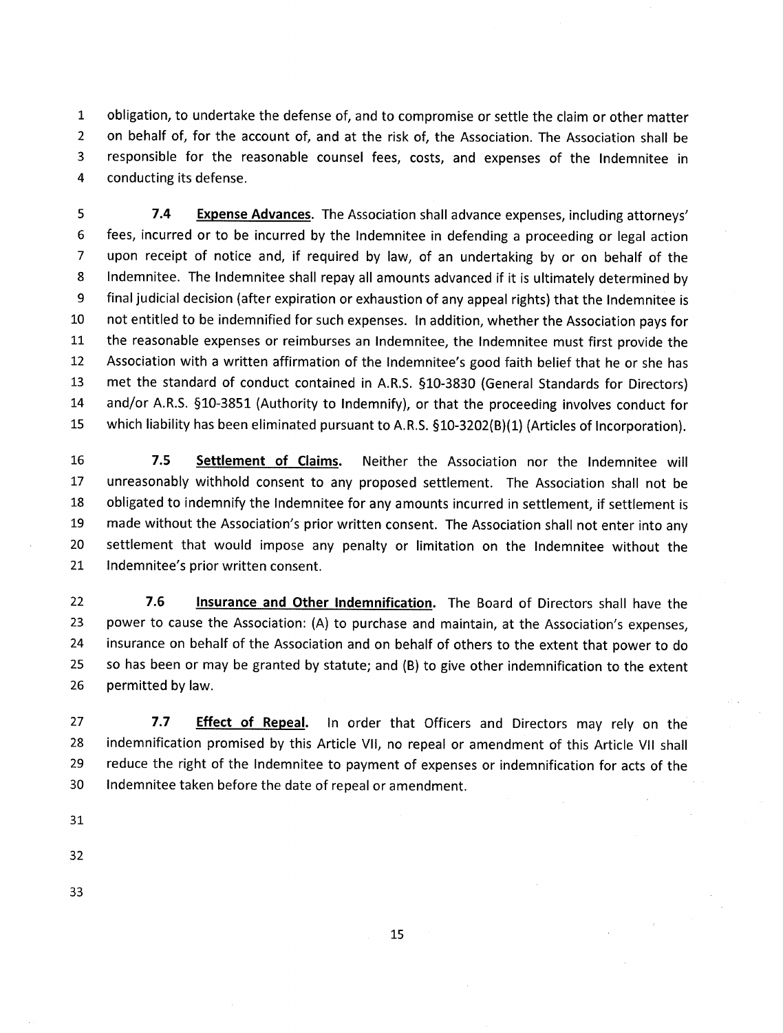obligation, to undertake the defense of, and to compromise or settle the claim or other matter on behalf of, for the account of, and at the risk of, the Association. The Association shall be responsible for the reasonable counsel fees, costs, and expenses of the Indemnitee in conducting its defense.

**7.4 Expense Advances.** The Association shall advance expenses, including attorneys' fees, incurred or to be incurred by the Indemnitee in defending a proceeding or legal action upon receipt of notice and, if required by law, of an undertaking by or on behalf of the Indemnitee. The Indemnitee shall repay all amounts advanced if it is ultimately determined by final judicial decision (after expiration or exhaustion of any appeal rights) that the Indemnitee is not entitled to be indemnified for such expenses. In addition, whether the Association pays for the reasonable expenses or reimburses an Indemnitee, the Indemnitee must first provide the Association with a written affirmation of the Indemnitee's good faith belief that he or she has met the standard of conduct contained in A.R.S. §10-3830 (General Standards for Directors) and/or A.R.S. §10-3851 (Authority to Indemnify), or that the proceeding involves conduct for which liability has been eliminated pursuant to A.R.S. §10-3202(B)(1) (Articles of Incorporation).

**7.5 Settlement of Claims.** Neither the Association nor the Indemnitee will unreasonably withhold consent to any proposed settlement. The Association shall not be obligated to indemnify the Indemnitee for any amounts incurred in settlement, if settlement is made without the Association's prior written consent. The Association shall not enter into any settlement that would impose any penalty or limitation on the Indemnitee without the Indemnitee's prior written consent.

**7.6 Insurance and Other Indemnification.** The Board of Directors shall have the power to cause the Association: (A) to purchase and maintain, at the Association's expenses, insurance on behalf of the Association and on behalf of others to the extent that power to do so has been or may be granted by statute; and (B) to give other indemnification to the extent permitted by law.

**7.7 Effect of Repeal.** In order that Officers and Directors may rely on the indemnification promised by this Article VII, no repeal or amendment of this Article VII shall reduce the right of the Indemnitee to payment of expenses or indemnification for acts of the Indemnitee taken before the date of repeal or amendment.